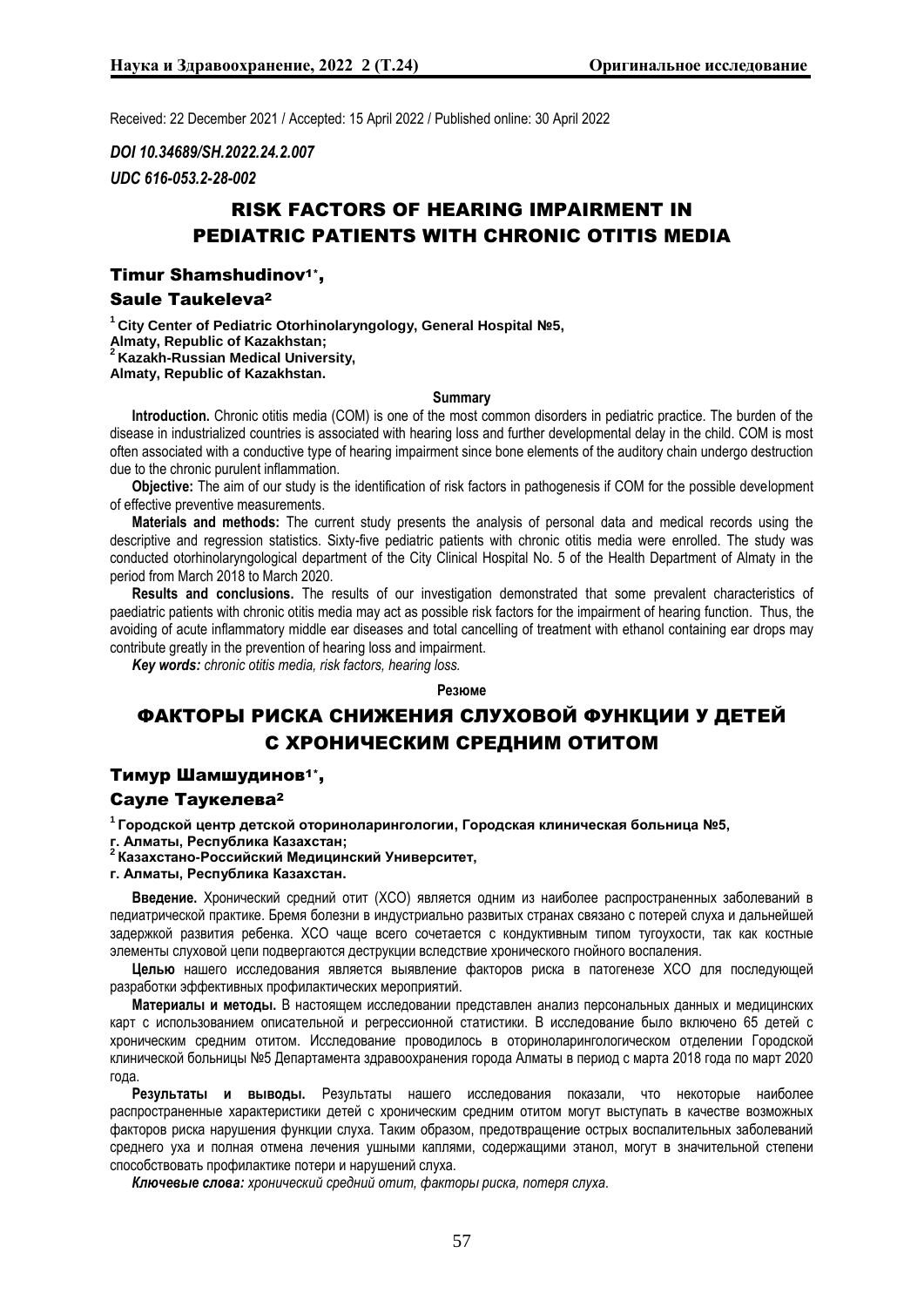Received: 22 December 2021 / Accepted: 15 April 2022 / Published online: 30 April 2022

***DOI 10.34689/SH.2022.24.2.007***

***UDC 616-053.2-28-002***

# RISK FACTORS OF HEARING IMPAIRMENT IN PEDIATRIC PATIENTS WITH CHRONIC OTITIS MEDIA

**Timur Shamshudinov[1*],**

**Saule Taukeleva[2]**

**[1] City Center of Pediatric Otorhinolaryngology, General Hospital №5, Almaty, Republic of Kazakhstan;**
**[2] Kazakh-Russian Medical University, Almaty, Republic of Kazakhstan.**

**Summary**

**Introduction.** Chronic otitis media (COM) is one of the most common disorders in pediatric practice. The burden of the disease in industrialized countries is associated with hearing loss and further developmental delay in the child. COM is most often associated with a conductive type of hearing impairment since bone elements of the auditory chain undergo destruction due to the chronic purulent inflammation.

**Objective:** The aim of our study is the identification of risk factors in pathogenesis if COM for the possible development of effective preventive measurements.

**Materials and methods:** The current study presents the analysis of personal data and medical records using the descriptive and regression statistics. Sixty-five pediatric patients with chronic otitis media were enrolled. The study was conducted otorhinolaryngological department of the City Clinical Hospital No. 5 of the Health Department of Almaty in the period from March 2018 to March 2020.

**Results and conclusions.** The results of our investigation demonstrated that some prevalent characteristics of paediatric patients with chronic otitis media may act as possible risk factors for the impairment of hearing function. Thus, the avoiding of acute inflammatory middle ear diseases and total cancelling of treatment with ethanol containing ear drops may contribute greatly in the prevention of hearing loss and impairment.

***Key words:*** *chronic otitis media, risk factors, hearing loss.*

**Резюме**

# ФАКТОРЫ РИСКА СНИЖЕНИЯ СЛУХОВОЙ ФУНКЦИИ У ДЕТЕЙ С ХРОНИЧЕСКИМ СРЕДНИМ ОТИТОМ

**Тимур Шамшудинов[1*],**

**Сауле Таукелева[2]**

**[1] Городской центр детской оториноларингологии, Городская клиническая больница №5, г. Алматы, Республика Казахстан;**
**[2] Казахстано-Российский Медицинский Университет, г. Алматы, Республика Казахстан.**

**Введение.** Хронический средний отит (ХСО) является одним из наиболее распространенных заболеваний в педиатрической практике. Бремя болезни в индустриально развитых странах связано с потерей слуха и дальнейшей задержкой развития ребенка. ХСО чаще всего сочетается с кондуктивным типом тугоухости, так как костные элементы слуховой цепи подвергаются деструкции вследствие хронического гнойного воспаления.

**Целью** нашего исследования является выявление факторов риска в патогенезе ХСО для последующей разработки эффективных профилактических мероприятий.

**Материалы и методы.** В настоящем исследовании представлен анализ персональных данных и медицинских карт с использованием описательной и регрессионной статистики. В исследование было включено 65 детей с хроническим средним отитом. Исследование проводилось в оториноларингологическом отделении Городской клинической больницы №5 Департамента здравоохранения города Алматы в период с марта 2018 года по март 2020 года.

**Результаты и выводы.** Результаты нашего исследования показали, что некоторые наиболее распространенные характеристики детей с хроническим средним отитом могут выступать в качестве возможных факторов риска нарушения функции слуха. Таким образом, предотвращение острых воспалительных заболеваний среднего уха и полная отмена лечения ушными каплями, содержащими этанол, могут в значительной степени способствовать профилактике потери и нарушений слуха.

***Ключевые слова:*** *хронический средний отит, факторы риска, потеря слуха.*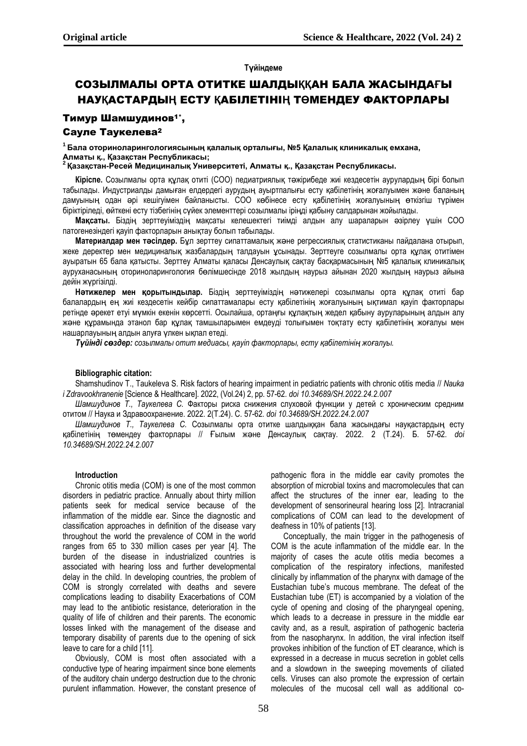**Түйіндеме**

# СОЗЫЛМАЛЫ ОРТА ОТИТКЕ ШАЛДЫҚҚАН БАЛА ЖАСЫНДАҒЫ НАУҚАСТАРДЫҢ ЕСТУ ҚАБІЛЕТІНІҢ ТӨМЕНДЕУ ФАКТОРЛАРЫ

**Тимур Шамшудинов**[1*], **Сауле Таукелева**[2]

[1] **Бала оториноларингологиясының қалалық орталығы, №5 Қалалық клиникалық емхана, Алматы қ., Қазақстан Республикасы;**
[2] **Қазақстан-Ресей Медициналық Университеті, Алматы қ., Қазақстан Республикасы.**

**Кіріспе.** Созылмалы орта құлақ отиті (СОО) педиатриялық тәжірибеде жиі кездесетін аурулардың бірі болып табылады. Индустриалды дамыған елдердегі аурудың ауыртпалығы есту қабілетінің жоғалуымен және баланың дамуының одан әрі кешігуімен байланысты. СОО көбінесе есту қабілетінің жоғалуының өткізгіш түрімен біріктіріледі, өйткені есту тізбегінің сүйек элементтері созылмалы іріңді қабыну салдарынан жойылады.

**Мақсаты.** Біздің зерттеуіміздің мақсаты келешектегі тиімді алдын алу шараларын әзірлеу үшін СОО патогенезіндегі қауіп факторларын анықтау болып табылады.

**Материалдар мен тәсілдер.** Бұл зерттеу сипаттамалық және регрессиялық статистиканы пайдалана отырып, жеке деректер мен медициналық жазбалардың талдауын ұсынады. Зерттеуге созылмалы орта құлақ отитімен ауыратын 65 бала қатысты. Зерттеу Алматы қаласы Денсаулық сақтау басқармасының №5 қалалық клиникалық ауруханасының оториноларингология бөлімшесінде 2018 жылдың наурыз айынан 2020 жылдың наурыз айына дейін жүргізілді.

**Нәтижелер мен қорытындылар.** Біздің зерттеуіміздің нәтижелері созылмалы орта құлақ отиті бар балалардың ең жиі кездесетін кейбір сипаттамалары есту қабілетінің жоғалуының ықтимал қауіп факторлары ретінде әрекет етуі мүмкін екенін көрсетті. Осылайша, ортаңғы құлақтың жедел қабыну ауруларының алдын алу және құрамында этанол бар құлақ тамшыларымен емдеуді толығымен тоқтату есту қабілетінің жоғалуы мен нашарлауының алдын алуға үлкен ықпал етеді.

***Түйінді сөздер:*** *созылмалы отит медиасы, қауіп факторлары, есту қабілетінің жоғалуы.*

**Bibliographic citation:**

Shamshudinov T., Taukeleva S. Risk factors of hearing impairment in pediatric patients with chronic otitis media // *Nauka i Zdravookhranenie* [Science & Healthcare]. 2022, (Vol.24) 2, pp. 57-62. *doi 10.34689/SH.2022.24.2.007*

*Шамшудинов Т., Таукелева С.* Факторы риска снижения слуховой функции у детей с хроническим средним отитом // Наука и Здравоохранение. 2022. 2(Т.24). С. 57-62. *doi 10.34689/SH.2022.24.2.007*

*Шамшудинов Т., Таукелева С.* Созылмалы орта отитке шалдыққан бала жасындағы науқастардың есту қабілетінің төмендеу факторлары // Ғылым және Денсаулық сақтау. 2022. 2 (Т.24). Б. 57-62. *doi 10.34689/SH.2022.24.2.007*

## Introduction

Chronic otitis media (COM) is one of the most common disorders in pediatric practice. Annually about thirty million patients seek for medical service because of the inflammation of the middle ear. Since the diagnostic and classification approaches in definition of the disease vary throughout the world the prevalence of COM in the world ranges from 65 to 330 million cases per year [4]. The burden of the disease in industrialized countries is associated with hearing loss and further developmental delay in the child. In developing countries, the problem of COM is strongly correlated with deaths and severe complications leading to disability Exacerbations of COM may lead to the antibiotic resistance, deterioration in the quality of life of children and their parents. The economic losses linked with the management of the disease and temporary disability of parents due to the opening of sick leave to care for a child [11].

Obviously, COM is most often associated with a conductive type of hearing impairment since bone elements of the auditory chain undergo destruction due to the chronic purulent inflammation. However, the constant presence of pathogenic flora in the middle ear cavity promotes the absorption of microbial toxins and macromolecules that can affect the structures of the inner ear, leading to the development of sensorineural hearing loss [2]. Intracranial complications of COM can lead to the development of deafness in 10% of patients [13].

Conceptually, the main trigger in the pathogenesis of COM is the acute inflammation of the middle ear. In the majority of cases the acute otitis media becomes a complication of the respiratory infections, manifested clinically by inflammation of the pharynx with damage of the Eustachian tube's mucous membrane. The defeat of the Eustachian tube (ET) is accompanied by a violation of the cycle of opening and closing of the pharyngeal opening, which leads to a decrease in pressure in the middle ear cavity and, as a result, aspiration of pathogenic bacteria from the nasopharynx. In addition, the viral infection itself provokes inhibition of the function of ET clearance, which is expressed in a decrease in mucus secretion in goblet cells and a slowdown in the sweeping movements of ciliated cells. Viruses can also promote the expression of certain molecules of the mucosal cell wall as additional co-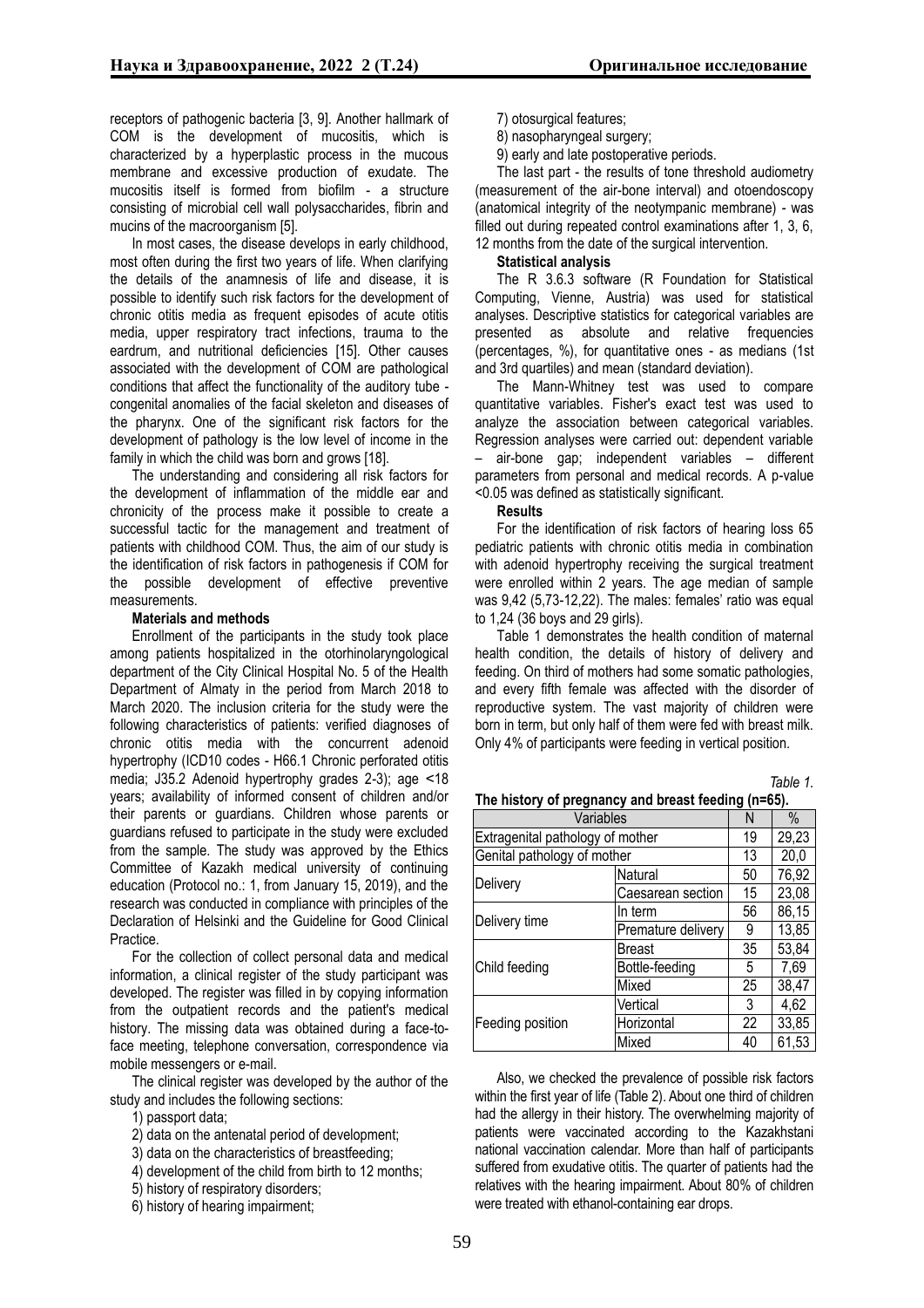receptors of pathogenic bacteria [3, 9]. Another hallmark of COM is the development of mucositis, which is characterized by a hyperplastic process in the mucous membrane and excessive production of exudate. The mucositis itself is formed from biofilm - a structure consisting of microbial cell wall polysaccharides, fibrin and mucins of the macroorganism [5].

In most cases, the disease develops in early childhood, most often during the first two years of life. When clarifying the details of the anamnesis of life and disease, it is possible to identify such risk factors for the development of chronic otitis media as frequent episodes of acute otitis media, upper respiratory tract infections, trauma to the eardrum, and nutritional deficiencies [15]. Other causes associated with the development of COM are pathological conditions that affect the functionality of the auditory tube - congenital anomalies of the facial skeleton and diseases of the pharynx. One of the significant risk factors for the development of pathology is the low level of income in the family in which the child was born and grows [18].

The understanding and considering all risk factors for the development of inflammation of the middle ear and chronicity of the process make it possible to create a successful tactic for the management and treatment of patients with childhood COM. Thus, the aim of our study is the identification of risk factors in pathogenesis if COM for the possible development of effective preventive measurements.

**Materials and methods**

Enrollment of the participants in the study took place among patients hospitalized in the otorhinolaryngological department of the City Clinical Hospital No. 5 of the Health Department of Almaty in the period from March 2018 to March 2020. The inclusion criteria for the study were the following characteristics of patients: verified diagnoses of chronic otitis media with the concurrent adenoid hypertrophy (ICD10 codes - H66.1 Chronic perforated otitis media; J35.2 Adenoid hypertrophy grades 2-3); age <18 years; availability of informed consent of children and/or their parents or guardians. Children whose parents or guardians refused to participate in the study were excluded from the sample. The study was approved by the Ethics Committee of Kazakh medical university of continuing education (Protocol no.: 1, from January 15, 2019), and the research was conducted in compliance with principles of the Declaration of Helsinki and the Guideline for Good Clinical Practice.

For the collection of collect personal data and medical information, a clinical register of the study participant was developed. The register was filled in by copying information from the outpatient records and the patient's medical history. The missing data was obtained during a face-to-face meeting, telephone conversation, correspondence via mobile messengers or e-mail.

The clinical register was developed by the author of the study and includes the following sections:

1) passport data;
2) data on the antenatal period of development;
3) data on the characteristics of breastfeeding;
4) development of the child from birth to 12 months;
5) history of respiratory disorders;
6) history of hearing impairment;
7) otosurgical features;
8) nasopharyngeal surgery;
9) early and late postoperative periods.

The last part - the results of tone threshold audiometry (measurement of the air-bone interval) and otoendoscopy (anatomical integrity of the neotympanic membrane) - was filled out during repeated control examinations after 1, 3, 6, 12 months from the date of the surgical intervention.

**Statistical analysis**

The R 3.6.3 software (R Foundation for Statistical Computing, Vienne, Austria) was used for statistical analyses. Descriptive statistics for categorical variables are presented as absolute and relative frequencies (percentages, %), for quantitative ones - as medians (1st and 3rd quartiles) and mean (standard deviation).

The Mann-Whitney test was used to compare quantitative variables. Fisher's exact test was used to analyze the association between categorical variables. Regression analyses were carried out: dependent variable – air-bone gap; independent variables – different parameters from personal and medical records. A p-value <0.05 was defined as statistically significant.

**Results**

For the identification of risk factors of hearing loss 65 pediatric patients with chronic otitis media in combination with adenoid hypertrophy receiving the surgical treatment were enrolled within 2 years. The age median of sample was 9,42 (5,73-12,22). The males: females' ratio was equal to 1,24 (36 boys and 29 girls).

Table 1 demonstrates the health condition of maternal health condition, the details of history of delivery and feeding. On third of mothers had some somatic pathologies, and every fifth female was affected with the disorder of reproductive system. The vast majority of children were born in term, but only half of them were fed with breast milk. Only 4% of participants were feeding in vertical position.

*Table 1.*

**The history of pregnancy and breast feeding (n=65).**

| Variables | | N | % |
|---|---|---|---|
| Extragenital pathology of mother | | 19 | 29,23 |
| Genital pathology of mother | | 13 | 20,0 |
| Delivery | Natural | 50 | 76,92 |
| | Caesarean section | 15 | 23,08 |
| Delivery time | In term | 56 | 86,15 |
| | Premature delivery | 9 | 13,85 |
| Child feeding | Breast | 35 | 53,84 |
| | Bottle-feeding | 5 | 7,69 |
| | Mixed | 25 | 38,47 |
| Feeding position | Vertical | 3 | 4,62 |
| | Horizontal | 22 | 33,85 |
| | Mixed | 40 | 61,53 |

Also, we checked the prevalence of possible risk factors within the first year of life (Table 2). About one third of children had the allergy in their history. The overwhelming majority of patients were vaccinated according to the Kazakhstani national vaccination calendar. More than half of participants suffered from exudative otitis. The quarter of patients had the relatives with the hearing impairment. About 80% of children were treated with ethanol-containing ear drops.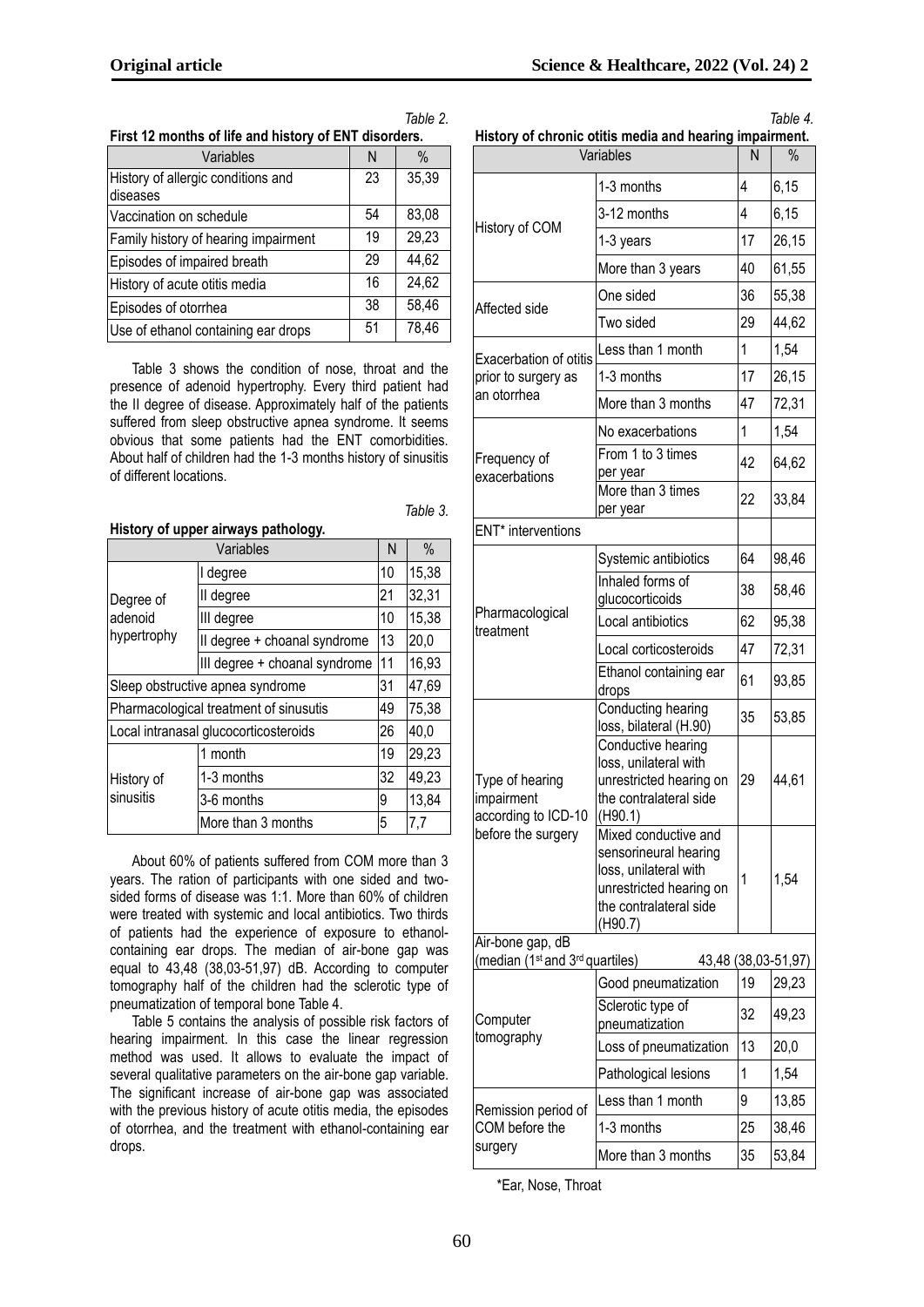*Table 2.*

**First 12 months of life and history of ENT disorders.**

| Variables | N | % |
|---|---|---|
| History of allergic conditions and diseases | 23 | 35,39 |
| Vaccination on schedule | 54 | 83,08 |
| Family history of hearing impairment | 19 | 29,23 |
| Episodes of impaired breath | 29 | 44,62 |
| History of acute otitis media | 16 | 24,62 |
| Episodes of otorrhea | 38 | 58,46 |
| Use of ethanol containing ear drops | 51 | 78,46 |

Table 3 shows the condition of nose, throat and the presence of adenoid hypertrophy. Every third patient had the II degree of disease. Approximately half of the patients suffered from sleep obstructive apnea syndrome. It seems obvious that some patients had the ENT comorbidities. About half of children had the 1-3 months history of sinusitis of different locations.

*Table 3.*

**History of upper airways pathology.**

| Variables | | N | % |
|---|---|---|---|
| Degree of adenoid hypertrophy | I degree | 10 | 15,38 |
| | II degree | 21 | 32,31 |
| | III degree | 10 | 15,38 |
| | II degree + choanal syndrome | 13 | 20,0 |
| | III degree + choanal syndrome | 11 | 16,93 |
| Sleep obstructive apnea syndrome | | 31 | 47,69 |
| Pharmacological treatment of sinusitis | | 49 | 75,38 |
| Local intranasal glucocorticosteroids | | 26 | 40,0 |
| History of sinusitis | 1 month | 19 | 29,23 |
| | 1-3 months | 32 | 49,23 |
| | 3-6 months | 9 | 13,84 |
| | More than 3 months | 5 | 7,7 |

About 60% of patients suffered from COM more than 3 years. The ration of participants with one sided and two-sided forms of disease was 1:1. More than 60% of children were treated with systemic and local antibiotics. Two thirds of patients had the experience of exposure to ethanol-containing ear drops. The median of air-bone gap was equal to 43,48 (38,03-51,97) dB. According to computer tomography half of the children had the sclerotic type of pneumatization of temporal bone Table 4.

Table 5 contains the analysis of possible risk factors of hearing impairment. In this case the linear regression method was used. It allows to evaluate the impact of several qualitative parameters on the air-bone gap variable. The significant increase of air-bone gap was associated with the previous history of acute otitis media, the episodes of otorrhea, and the treatment with ethanol-containing ear drops.

*Table 4.*

**History of chronic otitis media and hearing impairment.**

| Variables | | N | % |
|---|---|---|---|
| History of COM | 1-3 months | 4 | 6,15 |
| | 3-12 months | 4 | 6,15 |
| | 1-3 years | 17 | 26,15 |
| | More than 3 years | 40 | 61,55 |
| Affected side | One sided | 36 | 55,38 |
| | Two sided | 29 | 44,62 |
| Exacerbation of otitis prior to surgery as an otorrhea | Less than 1 month | 1 | 1,54 |
| | 1-3 months | 17 | 26,15 |
| | More than 3 months | 47 | 72,31 |
| Frequency of exacerbations | No exacerbations | 1 | 1,54 |
| | From 1 to 3 times per year | 42 | 64,62 |
| | More than 3 times per year | 22 | 33,84 |
| ENT* interventions | | | |
| Pharmacological treatment | Systemic antibiotics | 64 | 98,46 |
| | Inhaled forms of glucocorticoids | 38 | 58,46 |
| | Local antibiotics | 62 | 95,38 |
| | Local corticosteroids | 47 | 72,31 |
| | Ethanol containing ear drops | 61 | 93,85 |
| Type of hearing impairment according to ICD-10 before the surgery | Conducting hearing loss, bilateral (H.90) | 35 | 53,85 |
| | Conductive hearing loss, unilateral with unrestricted hearing on the contralateral side (H90.1) | 29 | 44,61 |
| | Mixed conductive and sensorineural hearing loss, unilateral with unrestricted hearing on the contralateral side (H90.7) | 1 | 1,54 |
| Air-bone gap, dB (median (1st and 3rd quartiles) | | 43,48 (38,03-51,97) | |
| Computer tomography | Good pneumatization | 19 | 29,23 |
| | Sclerotic type of pneumatization | 32 | 49,23 |
| | Loss of pneumatization | 13 | 20,0 |
| | Pathological lesions | 1 | 1,54 |
| Remission period of COM before the surgery | Less than 1 month | 9 | 13,85 |
| | 1-3 months | 25 | 38,46 |
| | More than 3 months | 35 | 53,84 |

*Ear, Nose, Throat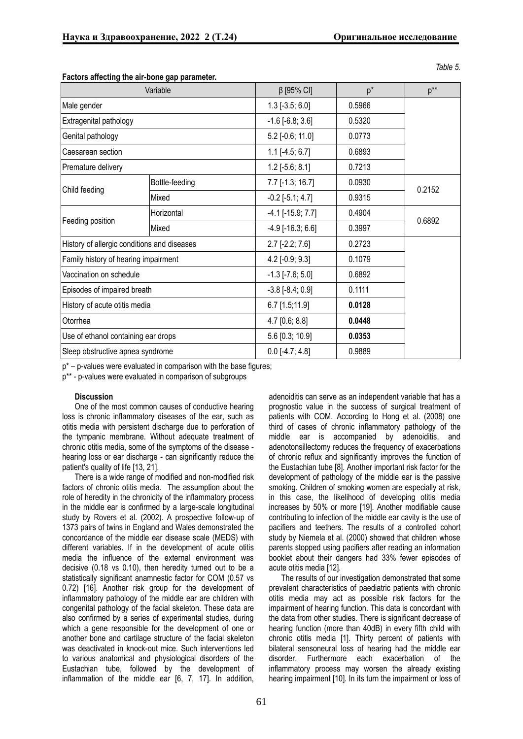*Table 5.*

**Factors affecting the air-bone gap parameter.**

| Variable | | β [95% CI] | p* | p** |
|---|---|---|---|---|
| Male gender | | 1.3 [-3.5; 6.0] | 0.5966 | |
| Extragenital pathology | | -1.6 [-6.8; 3.6] | 0.5320 | |
| Genital pathology | | 5.2 [-0.6; 11.0] | 0.0773 | |
| Caesarean section | | 1.1 [-4.5; 6.7] | 0.6893 | |
| Premature delivery | | 1.2 [-5.6; 8.1] | 0.7213 | |
| Child feeding | Bottle-feeding | 7.7 [-1.3; 16.7] | 0.0930 | 0.2152 |
| | Mixed | -0.2 [-5.1; 4.7] | 0.9315 | |
| Feeding position | Horizontal | -4.1 [-15.9; 7.7] | 0.4904 | 0.6892 |
| | Mixed | -4.9 [-16.3; 6.6] | 0.3997 | |
| History of allergic conditions and diseases | | 2.7 [-2.2; 7.6] | 0.2723 | |
| Family history of hearing impairment | | 4.2 [-0.9; 9.3] | 0.1079 | |
| Vaccination on schedule | | -1.3 [-7.6; 5.0] | 0.6892 | |
| Episodes of impaired breath | | -3.8 [-8.4; 0.9] | 0.1111 | |
| History of acute otitis media | | 6.7 [1.5;11.9] | **0.0128** | |
| Otorrhea | | 4.7 [0.6; 8.8] | **0.0448** | |
| Use of ethanol containing ear drops | | 5.6 [0.3; 10.9] | **0.0353** | |
| Sleep obstructive apnea syndrome | | 0.0 [-4.7; 4.8] | 0.9889 | |

p* – p-values were evaluated in comparison with the base figures;

p** - p-values were evaluated in comparison of subgroups

**Discussion**

One of the most common causes of conductive hearing loss is chronic inflammatory diseases of the ear, such as otitis media with persistent discharge due to perforation of the tympanic membrane. Without adequate treatment of chronic otitis media, some of the symptoms of the disease - hearing loss or ear discharge - can significantly reduce the patient's quality of life [13, 21].

There is a wide range of modified and non-modified risk factors of chronic otitis media. The assumption about the role of heredity in the chronicity of the inflammatory process in the middle ear is confirmed by a large-scale longitudinal study by Rovers et al. (2002). A prospective follow-up of 1373 pairs of twins in England and Wales demonstrated the concordance of the middle ear disease scale (MEDS) with different variables. If in the development of acute otitis media the influence of the external environment was decisive (0.18 vs 0.10), then heredity turned out to be a statistically significant anamnestic factor for COM (0.57 vs 0.72) [16]. Another risk group for the development of inflammatory pathology of the middle ear are children with congenital pathology of the facial skeleton. These data are also confirmed by a series of experimental studies, during which a gene responsible for the development of one or another bone and cartilage structure of the facial skeleton was deactivated in knock-out mice. Such interventions led to various anatomical and physiological disorders of the Eustachian tube, followed by the development of inflammation of the middle ear [6, 7, 17]. In addition, adenoiditis can serve as an independent variable that has a prognostic value in the success of surgical treatment of patients with COM. According to Hong et al. (2008) one third of cases of chronic inflammatory pathology of the middle ear is accompanied by adenoiditis, and adenotonsillectomy reduces the frequency of exacerbations of chronic reflux and significantly improves the function of the Eustachian tube [8]. Another important risk factor for the development of pathology of the middle ear is the passive smoking. Children of smoking women are especially at risk, in this case, the likelihood of developing otitis media increases by 50% or more [19]. Another modifiable cause contributing to infection of the middle ear cavity is the use of pacifiers and teethers. The results of a controlled cohort study by Niemela et al. (2000) showed that children whose parents stopped using pacifiers after reading an information booklet about their dangers had 33% fewer episodes of acute otitis media [12].

The results of our investigation demonstrated that some prevalent characteristics of paediatric patients with chronic otitis media may act as possible risk factors for the impairment of hearing function. This data is concordant with the data from other studies. There is significant decrease of hearing function (more than 40dB) in every fifth child with chronic otitis media [1]. Thirty percent of patients with bilateral sensoneural loss of hearing had the middle ear disorder. Furthermore each exacerbation of the inflammatory process may worsen the already existing hearing impairment [10]. In its turn the impairment or loss of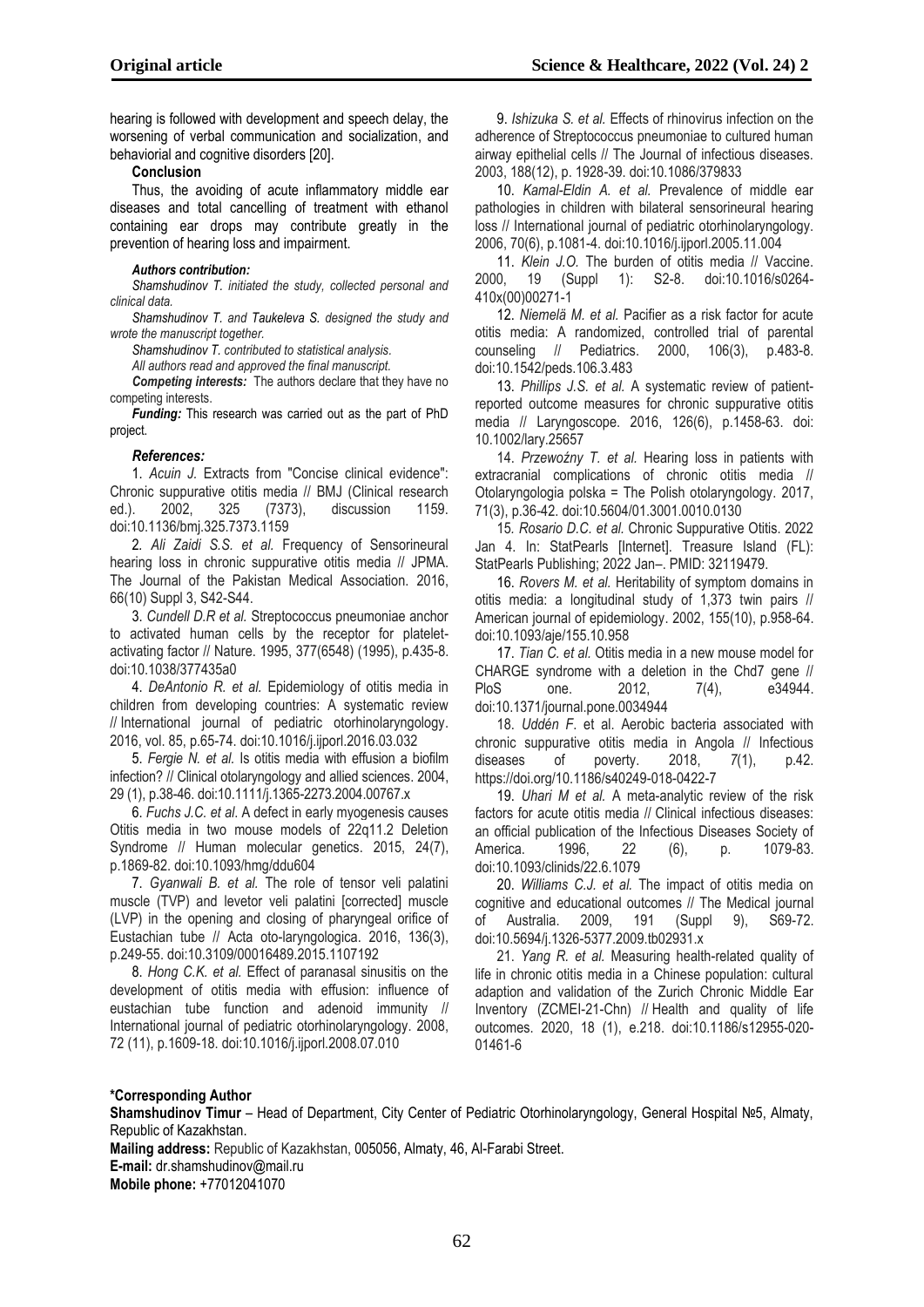hearing is followed with development and speech delay, the worsening of verbal communication and socialization, and behaviorial and cognitive disorders [20].

**Conclusion**

Thus, the avoiding of acute inflammatory middle ear diseases and total cancelling of treatment with ethanol containing ear drops may contribute greatly in the prevention of hearing loss and impairment.

***Authors contribution:***

*Shamshudinov T. initiated the study, collected personal and clinical data.*

*Shamshudinov T. and Taukeleva S. designed the study and wrote the manuscript together.*

*Shamshudinov T. contributed to statistical analysis.*

*All authors read and approved the final manuscript.*

***Competing interests:*** The authors declare that they have no competing interests.

***Funding:*** This research was carried out as the part of PhD project.

***References:***

1. *Acuin J.* Extracts from "Concise clinical evidence": Chronic suppurative otitis media // BMJ (Clinical research ed.). 2002, 325 (7373), discussion 1159. doi:10.1136/bmj.325.7373.1159

2. *Ali Zaidi S.S. et al.* Frequency of Sensorineural hearing loss in chronic suppurative otitis media // JPMA. The Journal of the Pakistan Medical Association. 2016, 66(10) Suppl 3, S42-S44.

3. *Cundell D.R et al.* Streptococcus pneumoniae anchor to activated human cells by the receptor for platelet-activating factor // Nature. 1995, 377(6548) (1995), p.435-8. doi:10.1038/377435a0

4. *DeAntonio R. et al.* Epidemiology of otitis media in children from developing countries: A systematic review // International journal of pediatric otorhinolaryngology. 2016, vol. 85, p.65-74. doi:10.1016/j.ijporl.2016.03.032

5. *Fergie N. et al.* Is otitis media with effusion a biofilm infection? // Clinical otolaryngology and allied sciences. 2004, 29 (1), p.38-46. doi:10.1111/j.1365-2273.2004.00767.x

6. *Fuchs J.C. et al.* A defect in early myogenesis causes Otitis media in two mouse models of 22q11.2 Deletion Syndrome // Human molecular genetics. 2015, 24(7), p.1869-82. doi:10.1093/hmg/ddu604

7. *Gyanwali B. et al.* The role of tensor veli palatini muscle (TVP) and levetor veli palatini [corrected] muscle (LVP) in the opening and closing of pharyngeal orifice of Eustachian tube // Acta oto-laryngologica. 2016, 136(3), p.249-55. doi:10.3109/00016489.2015.1107192

8. *Hong C.K. et al.* Effect of paranasal sinusitis on the development of otitis media with effusion: influence of eustachian tube function and adenoid immunity // International journal of pediatric otorhinolaryngology. 2008, 72 (11), p.1609-18. doi:10.1016/j.ijporl.2008.07.010

9. *Ishizuka S. et al.* Effects of rhinovirus infection on the adherence of Streptococcus pneumoniae to cultured human airway epithelial cells // The Journal of infectious diseases. 2003, 188(12), p. 1928-39. doi:10.1086/379833

10. *Kamal-Eldin A. et al.* Prevalence of middle ear pathologies in children with bilateral sensorineural hearing loss // International journal of pediatric otorhinolaryngology. 2006, 70(6), p.1081-4. doi:10.1016/j.ijporl.2005.11.004

11. *Klein J.O.* The burden of otitis media // Vaccine. 2000, 19 (Suppl 1): S2-8. doi:10.1016/s0264-410x(00)00271-1

12. *Niemelä M. et al.* Pacifier as a risk factor for acute otitis media: A randomized, controlled trial of parental counseling // Pediatrics. 2000, 106(3), p.483-8. doi:10.1542/peds.106.3.483

13. *Phillips J.S. et al.* A systematic review of patient-reported outcome measures for chronic suppurative otitis media // Laryngoscope. 2016, 126(6), p.1458-63. doi: 10.1002/lary.25657

14. *Przewoźny T. et al.* Hearing loss in patients with extracranial complications of chronic otitis media // Otolaryngologia polska = The Polish otolaryngology. 2017, 71(3), p.36-42. doi:10.5604/01.3001.0010.0130

15. *Rosario D.C. et al.* Chronic Suppurative Otitis. 2022 Jan 4. In: StatPearls [Internet]. Treasure Island (FL): StatPearls Publishing; 2022 Jan–. PMID: 32119479.

16. *Rovers M. et al.* Heritability of symptom domains in otitis media: a longitudinal study of 1,373 twin pairs // American journal of epidemiology. 2002, 155(10), p.958-64. doi:10.1093/aje/155.10.958

17. *Tian C. et al.* Otitis media in a new mouse model for CHARGE syndrome with a deletion in the Chd7 gene // PloS one. 2012, 7(4), e34944. doi:10.1371/journal.pone.0034944

18. *Uddén F.* et al. Aerobic bacteria associated with chronic suppurative otitis media in Angola // Infectious diseases of poverty. 2018, 7(1), p.42. https://doi.org/10.1186/s40249-018-0422-7

19. *Uhari M et al.* A meta-analytic review of the risk factors for acute otitis media // Clinical infectious diseases: an official publication of the Infectious Diseases Society of America. 1996, 22 (6), p. 1079-83. doi:10.1093/clinids/22.6.1079

20. *Williams C.J. et al.* The impact of otitis media on cognitive and educational outcomes // The Medical journal of Australia. 2009, 191 (Suppl 9), S69-72. doi:10.5694/j.1326-5377.2009.tb02931.x

21. *Yang R. et al.* Measuring health-related quality of life in chronic otitis media in a Chinese population: cultural adaption and validation of the Zurich Chronic Middle Ear Inventory (ZCMEI-21-Chn) // Health and quality of life outcomes. 2020, 18 (1), e.218. doi:10.1186/s12955-020-01461-6

**\*Corresponding Author**

**Shamshudinov Timur** – Head of Department, City Center of Pediatric Otorhinolaryngology, General Hospital №5, Almaty, Republic of Kazakhstan.

**Mailing address:** Republic of Kazakhstan, 005056, Almaty, 46, Al-Farabi Street.

**E-mail:** dr.shamshudinov@mail.ru

**Mobile phone:** +77012041070